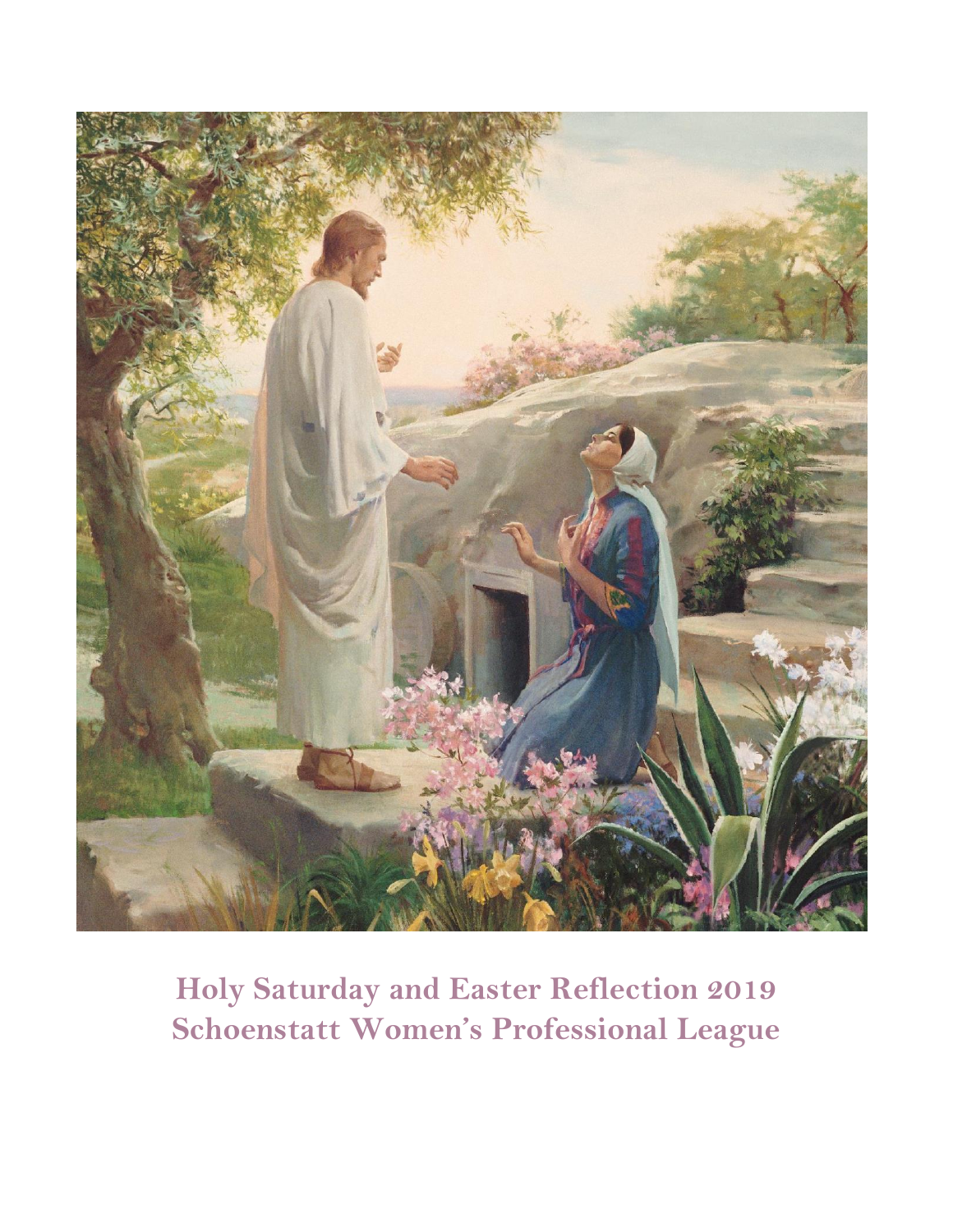# Holy Saturday and Easter Reflection 2019
# Schoenstatt Women's Professional League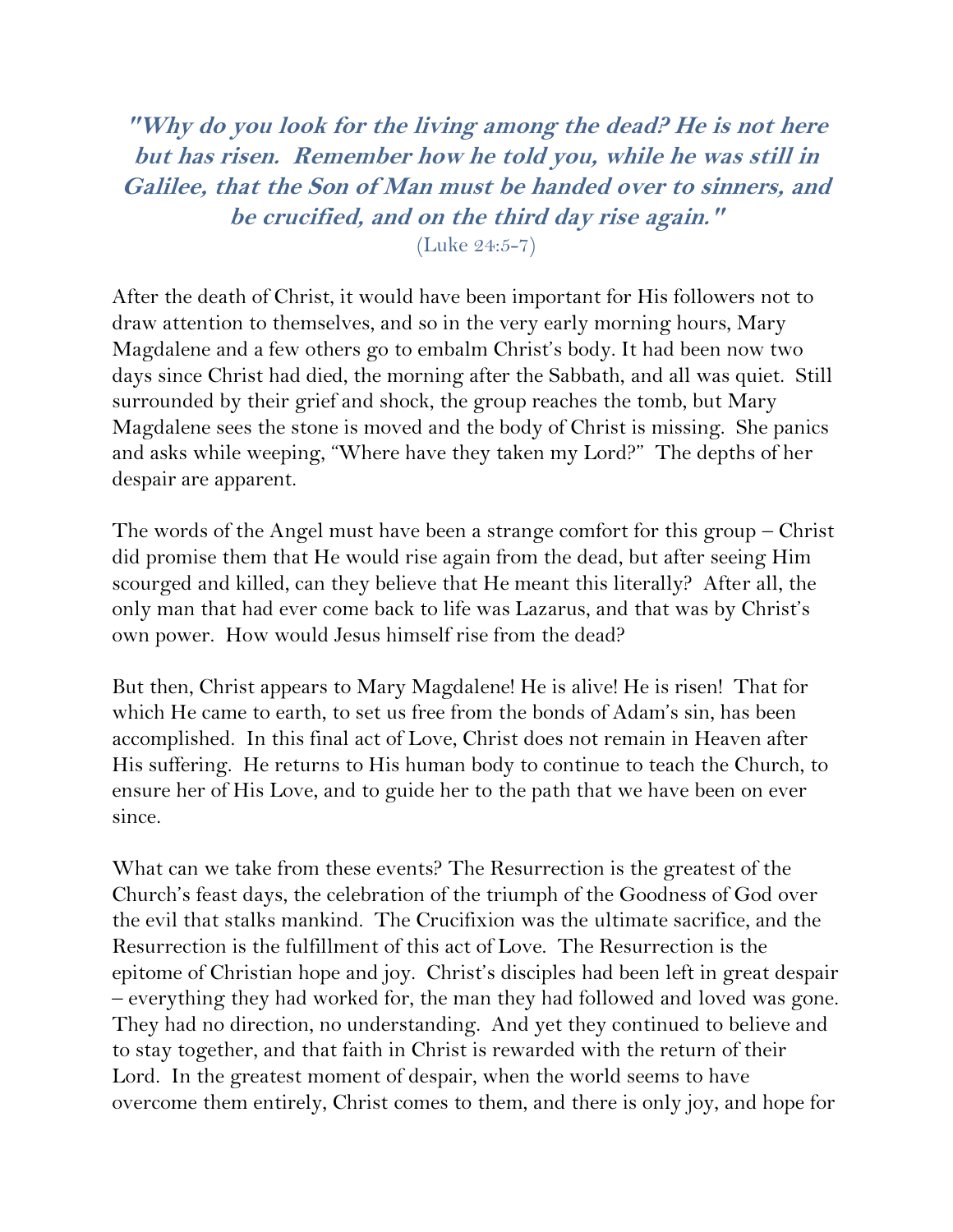***"Why do you look for the living among the dead? He is not here but has risen. Remember how he told you, while he was still in Galilee, that the Son of Man must be handed over to sinners, and be crucified, and on the third day rise again."***
(Luke 24:5-7)

After the death of Christ, it would have been important for His followers not to draw attention to themselves, and so in the very early morning hours, Mary Magdalene and a few others go to embalm Christ's body. It had been now two days since Christ had died, the morning after the Sabbath, and all was quiet. Still surrounded by their grief and shock, the group reaches the tomb, but Mary Magdalene sees the stone is moved and the body of Christ is missing. She panics and asks while weeping, "Where have they taken my Lord?" The depths of her despair are apparent.

The words of the Angel must have been a strange comfort for this group – Christ did promise them that He would rise again from the dead, but after seeing Him scourged and killed, can they believe that He meant this literally? After all, the only man that had ever come back to life was Lazarus, and that was by Christ's own power. How would Jesus himself rise from the dead?

But then, Christ appears to Mary Magdalene! He is alive! He is risen! That for which He came to earth, to set us free from the bonds of Adam's sin, has been accomplished. In this final act of Love, Christ does not remain in Heaven after His suffering. He returns to His human body to continue to teach the Church, to ensure her of His Love, and to guide her to the path that we have been on ever since.

What can we take from these events? The Resurrection is the greatest of the Church's feast days, the celebration of the triumph of the Goodness of God over the evil that stalks mankind. The Crucifixion was the ultimate sacrifice, and the Resurrection is the fulfillment of this act of Love. The Resurrection is the epitome of Christian hope and joy. Christ's disciples had been left in great despair – everything they had worked for, the man they had followed and loved was gone. They had no direction, no understanding. And yet they continued to believe and to stay together, and that faith in Christ is rewarded with the return of their Lord. In the greatest moment of despair, when the world seems to have overcome them entirely, Christ comes to them, and there is only joy, and hope for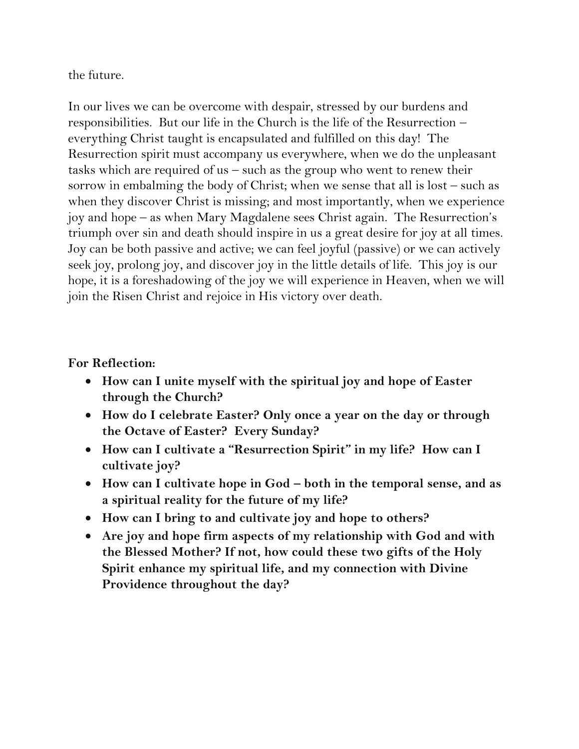the future.

In our lives we can be overcome with despair, stressed by our burdens and responsibilities. But our life in the Church is the life of the Resurrection – everything Christ taught is encapsulated and fulfilled on this day! The Resurrection spirit must accompany us everywhere, when we do the unpleasant tasks which are required of us – such as the group who went to renew their sorrow in embalming the body of Christ; when we sense that all is lost – such as when they discover Christ is missing; and most importantly, when we experience joy and hope – as when Mary Magdalene sees Christ again. The Resurrection's triumph over sin and death should inspire in us a great desire for joy at all times. Joy can be both passive and active; we can feel joyful (passive) or we can actively seek joy, prolong joy, and discover joy in the little details of life. This joy is our hope, it is a foreshadowing of the joy we will experience in Heaven, when we will join the Risen Christ and rejoice in His victory over death.

**For Reflection:**

- **How can I unite myself with the spiritual joy and hope of Easter through the Church?**
- **How do I celebrate Easter? Only once a year on the day or through the Octave of Easter? Every Sunday?**
- **How can I cultivate a "Resurrection Spirit" in my life? How can I cultivate joy?**
- **How can I cultivate hope in God – both in the temporal sense, and as a spiritual reality for the future of my life?**
- **How can I bring to and cultivate joy and hope to others?**
- **Are joy and hope firm aspects of my relationship with God and with the Blessed Mother? If not, how could these two gifts of the Holy Spirit enhance my spiritual life, and my connection with Divine Providence throughout the day?**